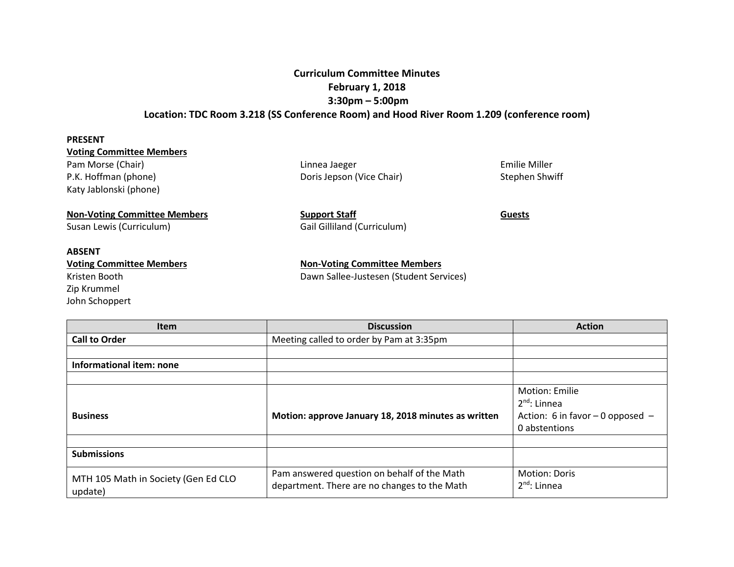# Curriculum Committee Minutes
## February 1, 2018
## 3:30pm – 5:00pm
## Location: TDC Room 3.218 (SS Conference Room) and Hood River Room 1.209 (conference room)

**PRESENT**

**Voting Committee Members**

Pam Morse (Chair)
P.K. Hoffman (phone)
Katy Jablonski (phone)
Linnea Jaeger
Doris Jepson (Vice Chair)
Emilie Miller
Stephen Shwiff

**Non-Voting Committee Members**

Susan Lewis (Curriculum)

**Support Staff**

Gail Gilliland (Curriculum)

**Guests**

**ABSENT**

**Voting Committee Members**

Kristen Booth
Zip Krummel
John Schoppert

**Non-Voting Committee Members**

Dawn Sallee-Justesen (Student Services)

| Item | Discussion | Action |
| --- | --- | --- |
| **Call to Order** | Meeting called to order by Pam at 3:35pm | |
| | | |
| **Informational item: none** | | |
| | | |
| **Business** | **Motion: approve January 18, 2018 minutes as written** | Motion: Emilie<br>2nd: Linnea<br>Action: 6 in favor – 0 opposed – 0 abstentions |
| | | |
| **Submissions** | | |
| MTH 105 Math in Society (Gen Ed CLO update) | Pam answered question on behalf of the Math department. There are no changes to the Math | Motion: Doris<br>2nd: Linnea |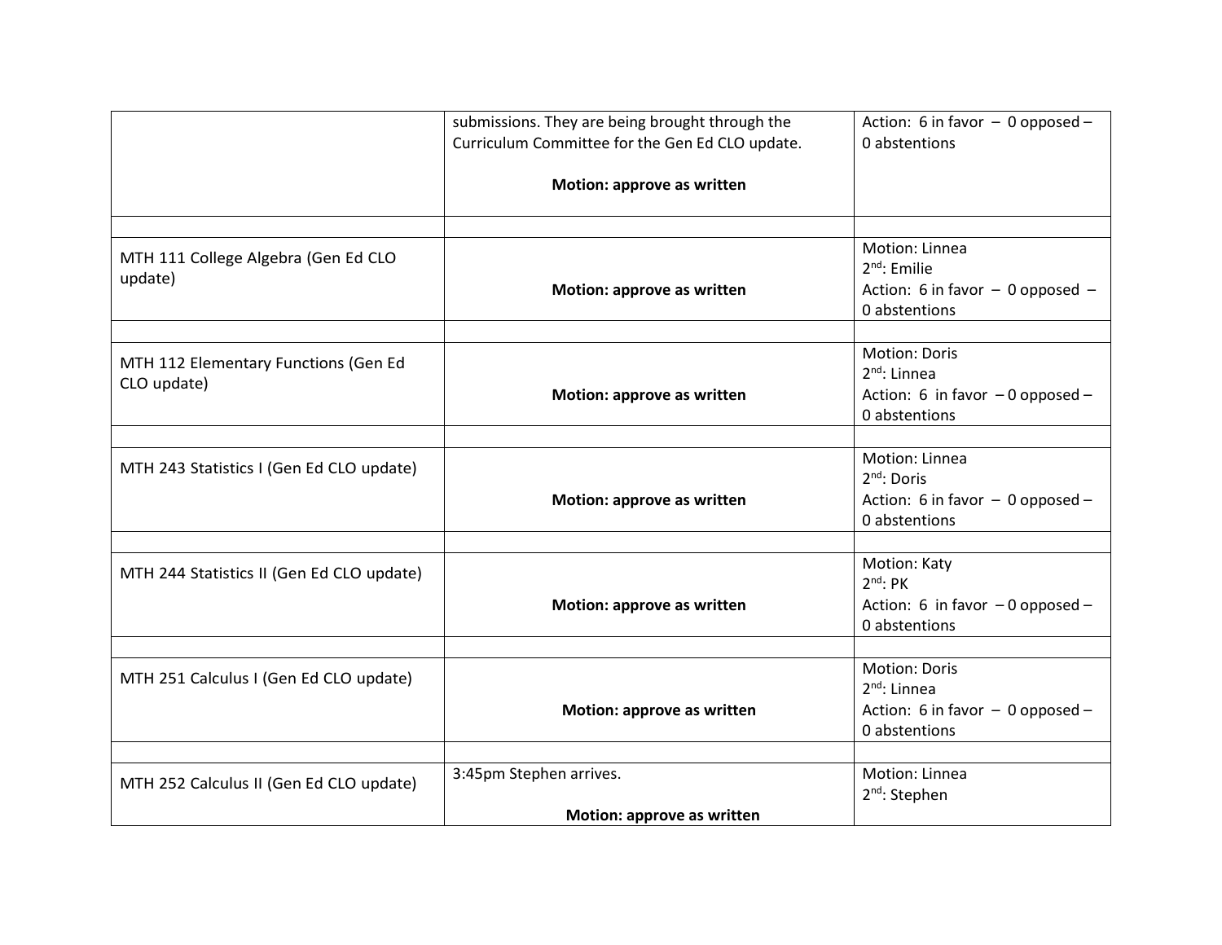| | | |
|---|---|---|
| | submissions. They are being brought through the Curriculum Committee for the Gen Ed CLO update.<br><br>**Motion: approve as written** | Action: 6 in favor – 0 opposed – 0 abstentions |
| | | |
| MTH 111 College Algebra (Gen Ed CLO update) | **Motion: approve as written** | Motion: Linnea<br>2nd: Emilie<br>Action: 6 in favor – 0 opposed – 0 abstentions |
| | | |
| MTH 112 Elementary Functions (Gen Ed CLO update) | **Motion: approve as written** | Motion: Doris<br>2nd: Linnea<br>Action: 6 in favor – 0 opposed – 0 abstentions |
| | | |
| MTH 243 Statistics I (Gen Ed CLO update) | **Motion: approve as written** | Motion: Linnea<br>2nd: Doris<br>Action: 6 in favor – 0 opposed – 0 abstentions |
| | | |
| MTH 244 Statistics II (Gen Ed CLO update) | **Motion: approve as written** | Motion: Katy<br>2nd: PK<br>Action: 6 in favor – 0 opposed – 0 abstentions |
| | | |
| MTH 251 Calculus I (Gen Ed CLO update) | **Motion: approve as written** | Motion: Doris<br>2nd: Linnea<br>Action: 6 in favor – 0 opposed – 0 abstentions |
| | | |
| MTH 252 Calculus II (Gen Ed CLO update) | 3:45pm Stephen arrives.<br><br>**Motion: approve as written** | Motion: Linnea<br>2nd: Stephen |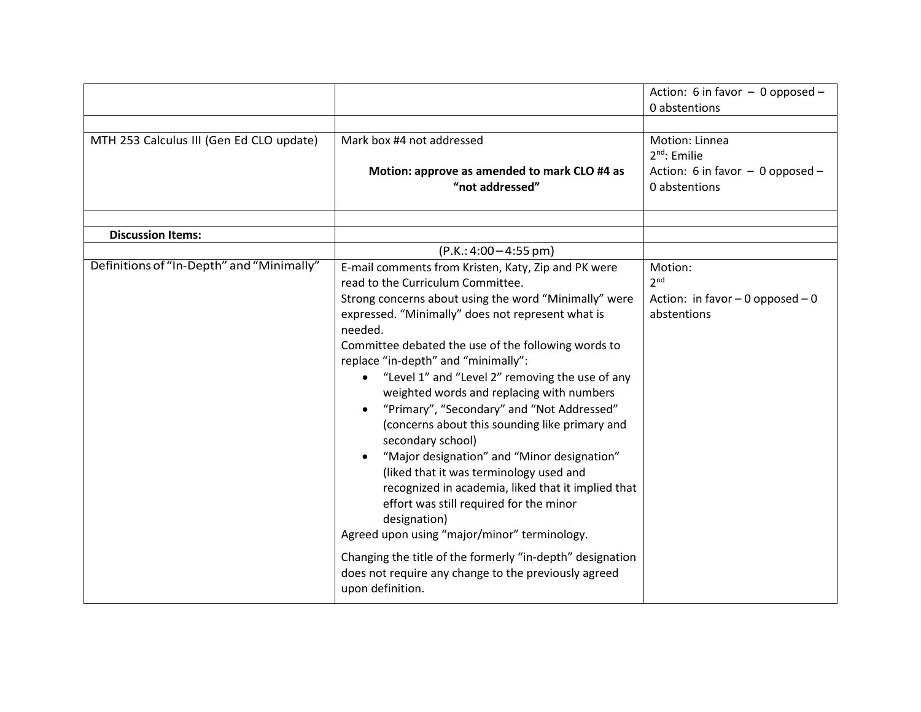| | | |
|---|---|---|
| | | Action: 6 in favor – 0 opposed – 0 abstentions |
| | | |
| MTH 253 Calculus III (Gen Ed CLO update) | Mark box #4 not addressed<br><br>**Motion: approve as amended to mark CLO #4 as "not addressed"** | Motion: Linnea<br>2nd: Emilie<br>Action: 6 in favor – 0 opposed – 0 abstentions |
| | | |
| **Discussion Items:** | | |
| | (P.K.: 4:00 – 4:55 pm) | |
| Definitions of "In-Depth" and "Minimally" | E-mail comments from Kristen, Katy, Zip and PK were read to the Curriculum Committee.<br>Strong concerns about using the word "Minimally" were expressed. "Minimally" does not represent what is needed.<br>Committee debated the use of the following words to replace "in-depth" and "minimally":<br>• "Level 1" and "Level 2" removing the use of any weighted words and replacing with numbers<br>• "Primary", "Secondary" and "Not Addressed" (concerns about this sounding like primary and secondary school)<br>• "Major designation" and "Minor designation" (liked that it was terminology used and recognized in academia, liked that it implied that effort was still required for the minor designation)<br>Agreed upon using "major/minor" terminology.<br><br>Changing the title of the formerly "in-depth" designation does not require any change to the previously agreed upon definition. | Motion:<br>2nd<br>Action: in favor – 0 opposed – 0 abstentions |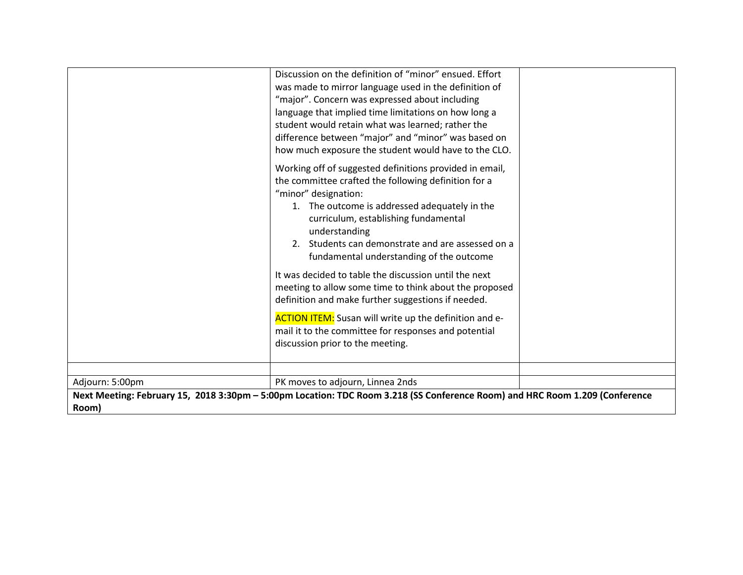| | | |
|---|---|---|
| | Discussion on the definition of "minor" ensued. Effort was made to mirror language used in the definition of "major". Concern was expressed about including language that implied time limitations on how long a student would retain what was learned; rather the difference between "major" and "minor" was based on how much exposure the student would have to the CLO.<br><br>Working off of suggested definitions provided in email, the committee crafted the following definition for a "minor" designation:<br>1. The outcome is addressed adequately in the curriculum, establishing fundamental understanding<br>2. Students can demonstrate and are assessed on a fundamental understanding of the outcome<br><br>It was decided to table the discussion until the next meeting to allow some time to think about the proposed definition and make further suggestions if needed.<br><br>ACTION ITEM: Susan will write up the definition and e-mail it to the committee for responses and potential discussion prior to the meeting. | |
| | | |
| Adjourn: 5:00pm | PK moves to adjourn, Linnea 2nds | |
| **Next Meeting: February 15, 2018 3:30pm – 5:00pm Location: TDC Room 3.218 (SS Conference Room) and HRC Room 1.209 (Conference Room)** | | |